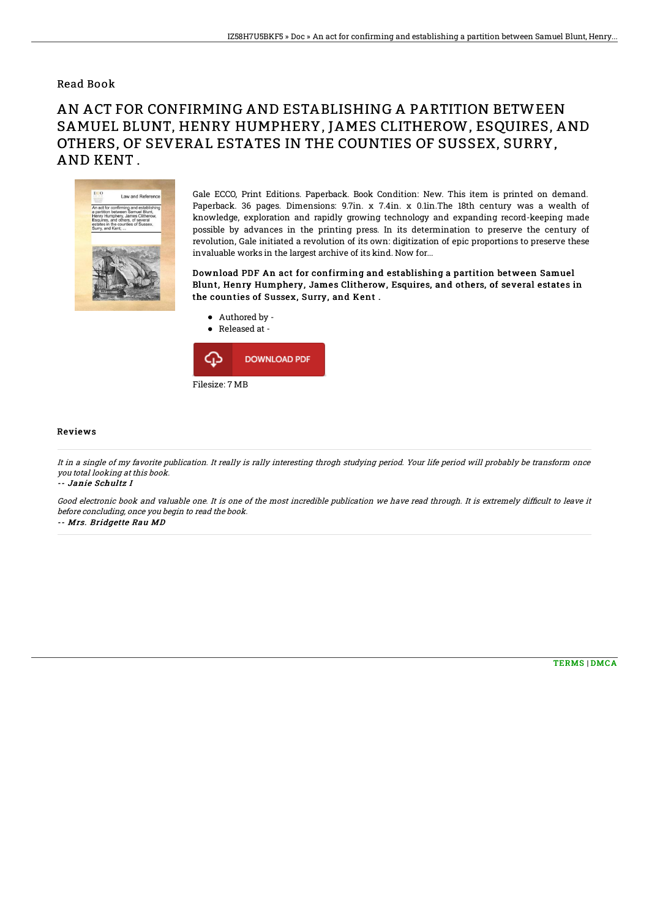Read Book

# AN ACT FOR CONFIRMING AND ESTABLISHING A PARTITION BETWEEN SAMUEL BLUNT, HENRY HUMPHERY, JAMES CLITHEROW, ESQUIRES, AND OTHERS, OF SEVERAL ESTATES IN THE COUNTIES OF SUSSEX, SURRY, AND KENT .

Gale ECCO, Print Editions. Paperback. Book Condition: New. This item is printed on demand. Paperback. 36 pages. Dimensions: 9.7in. x 7.4in. x 0.1in.The 18th century was a wealth of knowledge, exploration and rapidly growing technology and expanding record-keeping made possible by advances in the printing press. In its determination to preserve the century of revolution, Gale initiated a revolution of its own: digitization of epic proportions to preserve these invaluable works in the largest archive of its kind. Now for...

**Download PDF An act for confirming and establishing a partition between Samuel Blunt, Henry Humphery, James Clitherow, Esquires, and others, of several estates in the counties of Sussex, Surry, and Kent .**

- Authored by -
- Released at -

DOWNLOAD PDF

Filesize: 7 MB

## Reviews

*It in a single of my favorite publication. It really is rally interesting throgh studying period. Your life period will probably be transform once you total looking at this book.*

*-- Janie Schultz I*

*Good electronic book and valuable one. It is one of the most incredible publication we have read through. It is extremely difficult to leave it before concluding, once you begin to read the book.*

*-- Mrs. Bridgette Rau MD*

TERMS | DMCA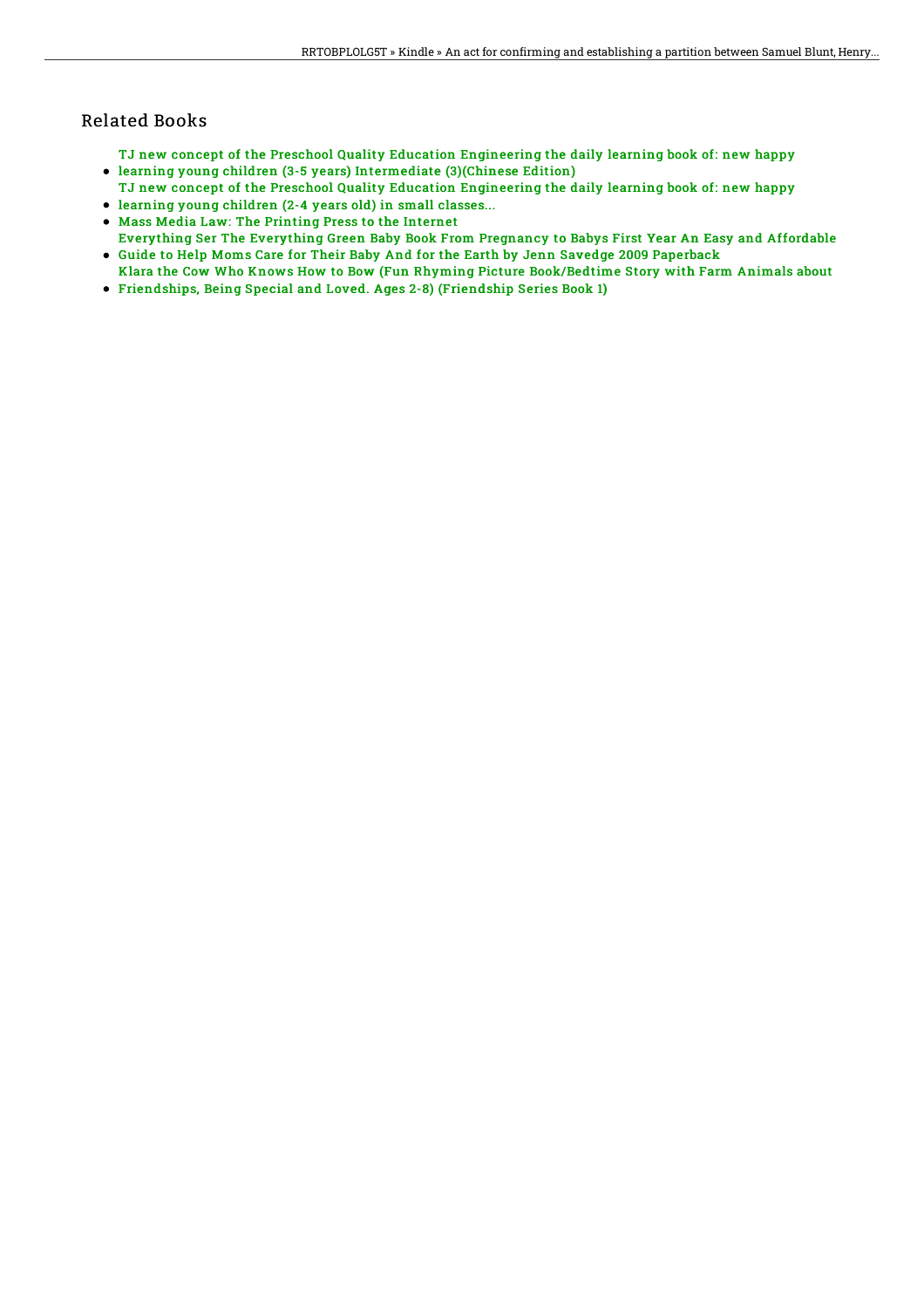## Related Books

- TJ new concept of the Preschool Quality Education Engineering the daily learning book of: new happy learning young children (3-5 years) Intermediate (3)(Chinese Edition)
- TJ new concept of the Preschool Quality Education Engineering the daily learning book of: new happy learning young children (2-4 years old) in small classes...
- Mass Media Law: The Printing Press to the Internet
- Everything Ser The Everything Green Baby Book From Pregnancy to Babys First Year An Easy and Affordable Guide to Help Moms Care for Their Baby And for the Earth by Jenn Savedge 2009 Paperback
- Klara the Cow Who Knows How to Bow (Fun Rhyming Picture Book/Bedtime Story with Farm Animals about Friendships, Being Special and Loved. Ages 2-8) (Friendship Series Book 1)